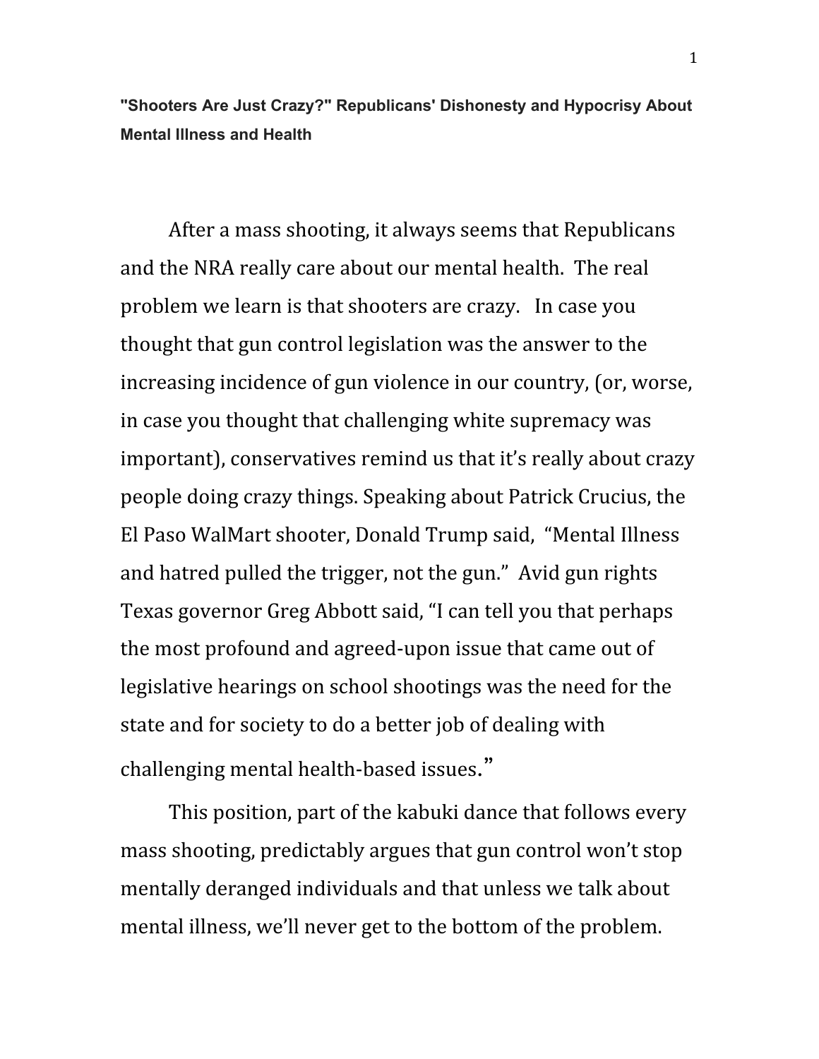**"Shooters Are Just Crazy?" Republicans' Dishonesty and Hypocrisy About Mental Illness and Health**

After a mass shooting, it always seems that Republicans and the NRA really care about our mental health. The real problem we learn is that shooters are crazy. In case you thought that gun control legislation was the answer to the increasing incidence of gun violence in our country, (or, worse, in case you thought that challenging white supremacy was important), conservatives remind us that it's really about crazy people doing crazy things. Speaking about Patrick Crucius, the El Paso WalMart shooter, Donald Trump said, "Mental Illness and hatred pulled the trigger, not the gun." Avid gun rights Texas governor Greg Abbott said, "I can tell you that perhaps the most profound and agreed-upon issue that came out of legislative hearings on school shootings was the need for the state and for society to do a better job of dealing with challenging mental health-based issues."

This position, part of the kabuki dance that follows every mass shooting, predictably argues that gun control won't stop mentally deranged individuals and that unless we talk about mental illness, we'll never get to the bottom of the problem.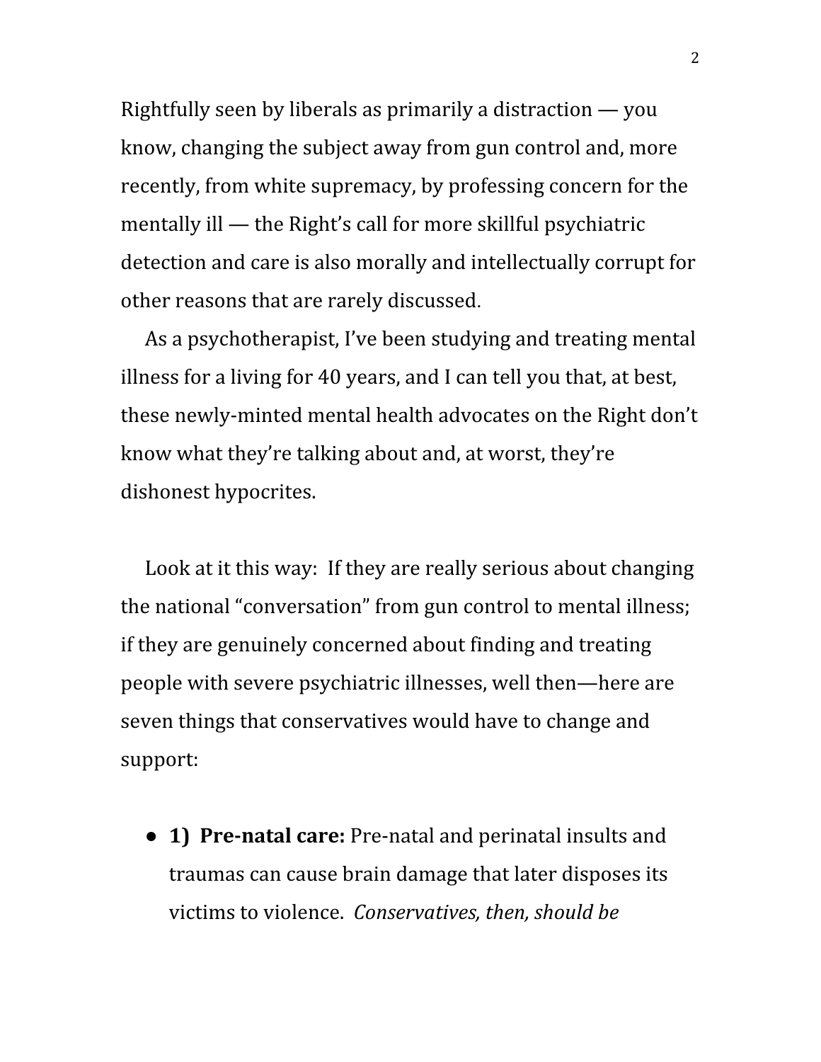Rightfully seen by liberals as primarily a distraction — you know, changing the subject away from gun control and, more recently, from white supremacy, by professing concern for the mentally ill — the Right's call for more skillful psychiatric detection and care is also morally and intellectually corrupt for other reasons that are rarely discussed.

As a psychotherapist, I've been studying and treating mental illness for a living for 40 years, and I can tell you that, at best, these newly-minted mental health advocates on the Right don't know what they're talking about and, at worst, they're dishonest hypocrites.

Look at it this way: If they are really serious about changing the national "conversation" from gun control to mental illness; if they are genuinely concerned about finding and treating people with severe psychiatric illnesses, well then—here are seven things that conservatives would have to change and support:

- **1) Pre-natal care:** Pre-natal and perinatal insults and traumas can cause brain damage that later disposes its victims to violence. *Conservatives, then, should be*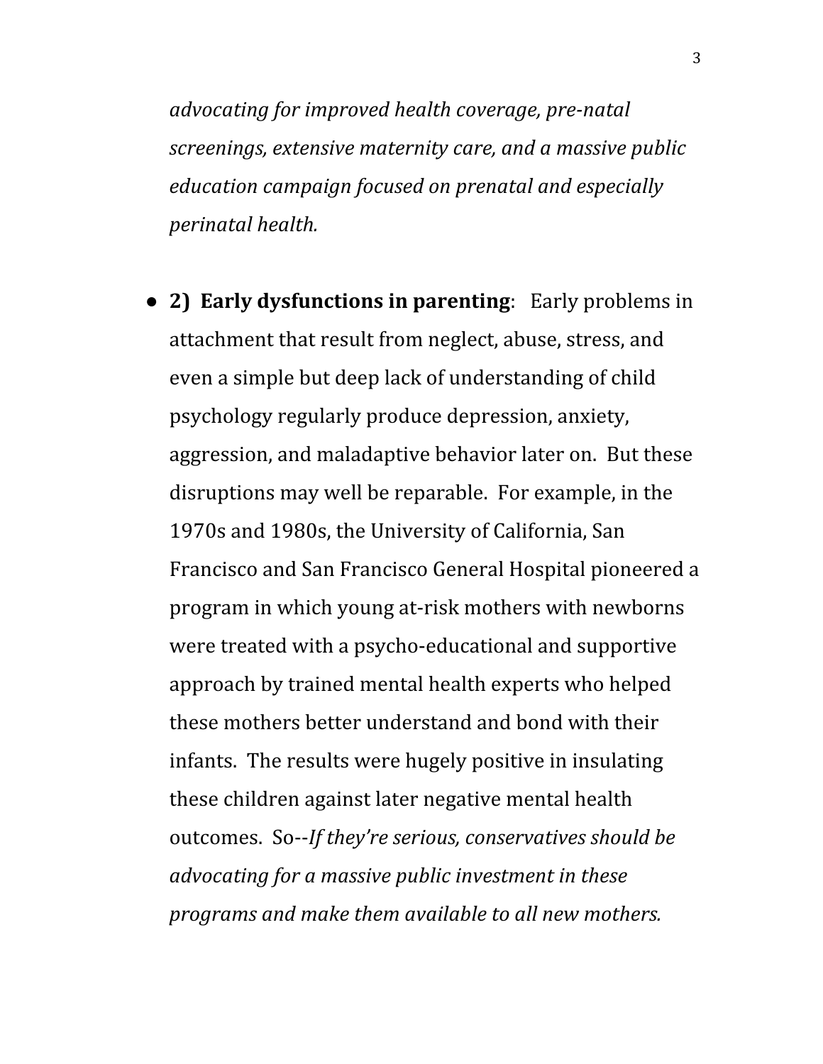*advocating for improved health coverage, pre-natal screenings, extensive maternity care, and a massive public education campaign focused on prenatal and especially perinatal health.*

- **2) Early dysfunctions in parenting**: Early problems in attachment that result from neglect, abuse, stress, and even a simple but deep lack of understanding of child psychology regularly produce depression, anxiety, aggression, and maladaptive behavior later on. But these disruptions may well be reparable. For example, in the 1970s and 1980s, the University of California, San Francisco and San Francisco General Hospital pioneered a program in which young at-risk mothers with newborns were treated with a psycho-educational and supportive approach by trained mental health experts who helped these mothers better understand and bond with their infants. The results were hugely positive in insulating these children against later negative mental health outcomes. So--*If they're serious, conservatives should be advocating for a massive public investment in these programs and make them available to all new mothers.*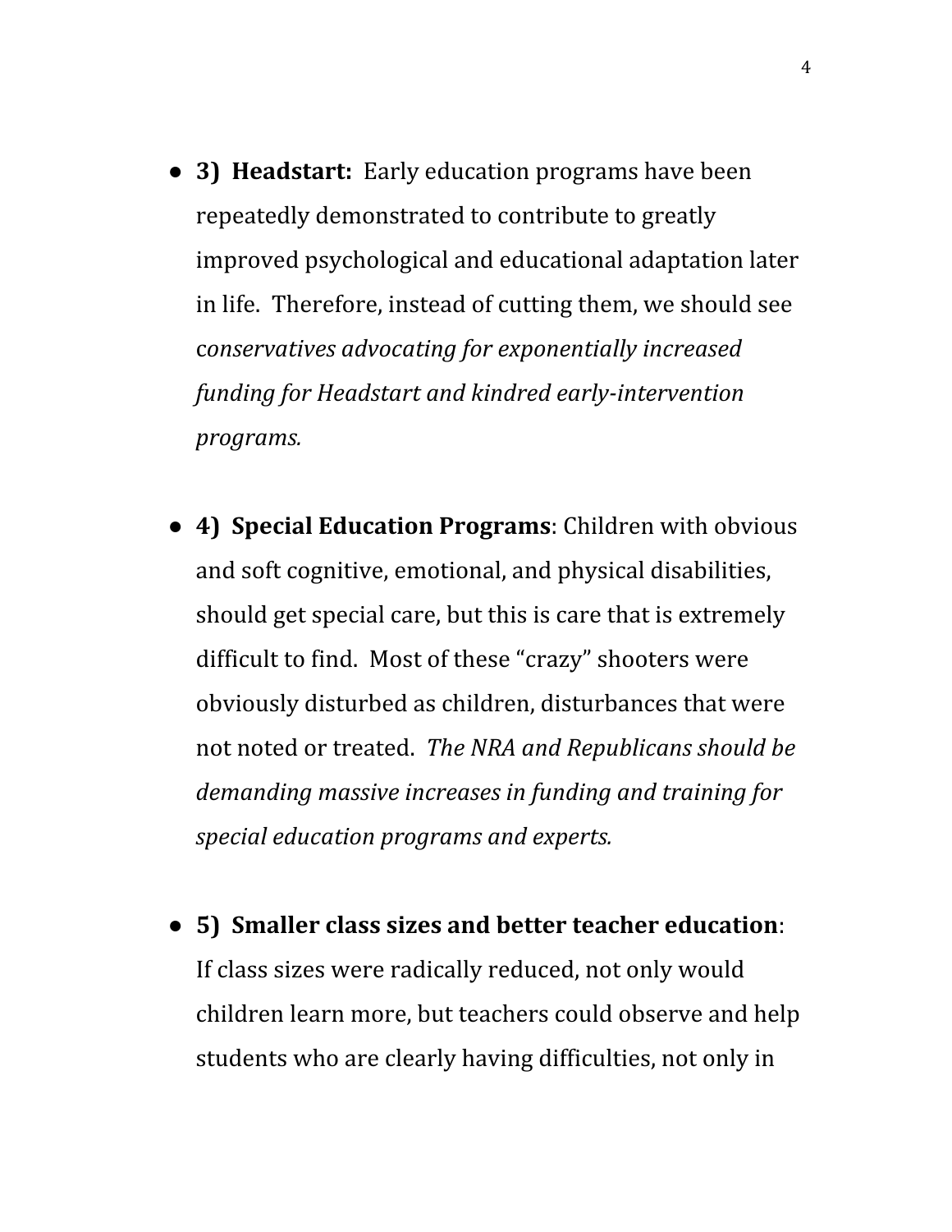- **3) Headstart:** Early education programs have been repeatedly demonstrated to contribute to greatly improved psychological and educational adaptation later in life. Therefore, instead of cutting them, we should see *conservatives advocating for exponentially increased funding for Headstart and kindred early-intervention programs.*

- **4) Special Education Programs**: Children with obvious and soft cognitive, emotional, and physical disabilities, should get special care, but this is care that is extremely difficult to find. Most of these "crazy" shooters were obviously disturbed as children, disturbances that were not noted or treated. *The NRA and Republicans should be demanding massive increases in funding and training for special education programs and experts.*

- **5) Smaller class sizes and better teacher education**: If class sizes were radically reduced, not only would children learn more, but teachers could observe and help students who are clearly having difficulties, not only in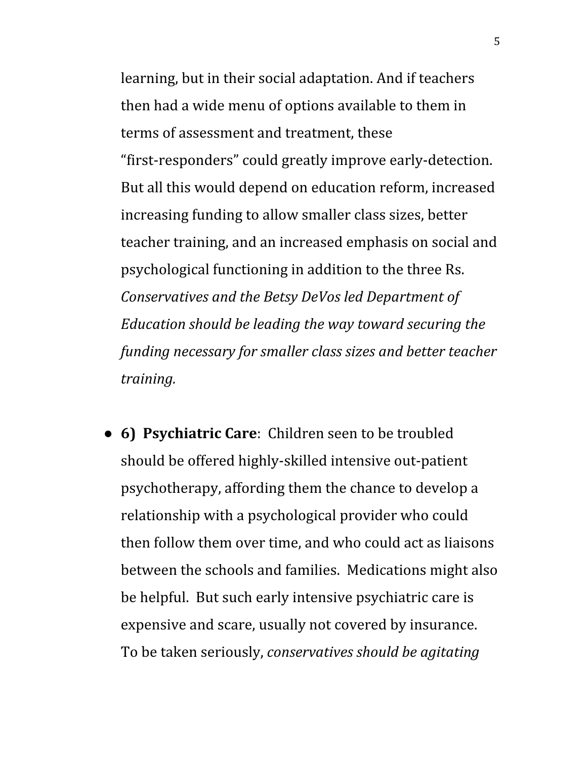learning, but in their social adaptation. And if teachers then had a wide menu of options available to them in terms of assessment and treatment, these "first-responders" could greatly improve early-detection. But all this would depend on education reform, increased increasing funding to allow smaller class sizes, better teacher training, and an increased emphasis on social and psychological functioning in addition to the three Rs. *Conservatives and the Betsy DeVos led Department of Education should be leading the way toward securing the funding necessary for smaller class sizes and better teacher training.*

- **6) Psychiatric Care**: Children seen to be troubled should be offered highly-skilled intensive out-patient psychotherapy, affording them the chance to develop a relationship with a psychological provider who could then follow them over time, and who could act as liaisons between the schools and families. Medications might also be helpful. But such early intensive psychiatric care is expensive and scare, usually not covered by insurance. To be taken seriously, *conservatives should be agitating*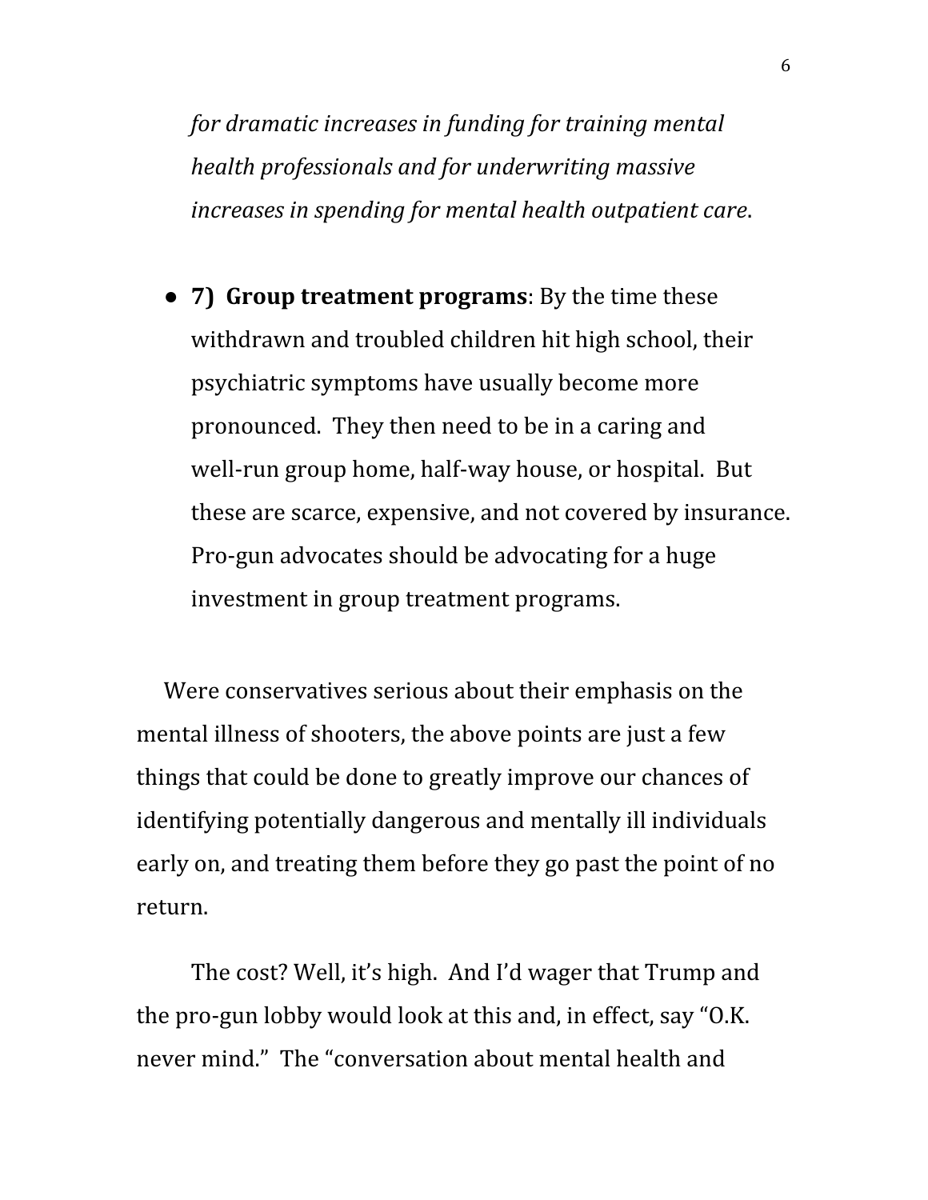*for dramatic increases in funding for training mental health professionals and for underwriting massive increases in spending for mental health outpatient care*.

- **7) Group treatment programs**: By the time these withdrawn and troubled children hit high school, their psychiatric symptoms have usually become more pronounced. They then need to be in a caring and well-run group home, half-way house, or hospital. But these are scarce, expensive, and not covered by insurance. Pro-gun advocates should be advocating for a huge investment in group treatment programs.

Were conservatives serious about their emphasis on the mental illness of shooters, the above points are just a few things that could be done to greatly improve our chances of identifying potentially dangerous and mentally ill individuals early on, and treating them before they go past the point of no return.

The cost? Well, it's high. And I'd wager that Trump and the pro-gun lobby would look at this and, in effect, say "O.K. never mind." The "conversation about mental health and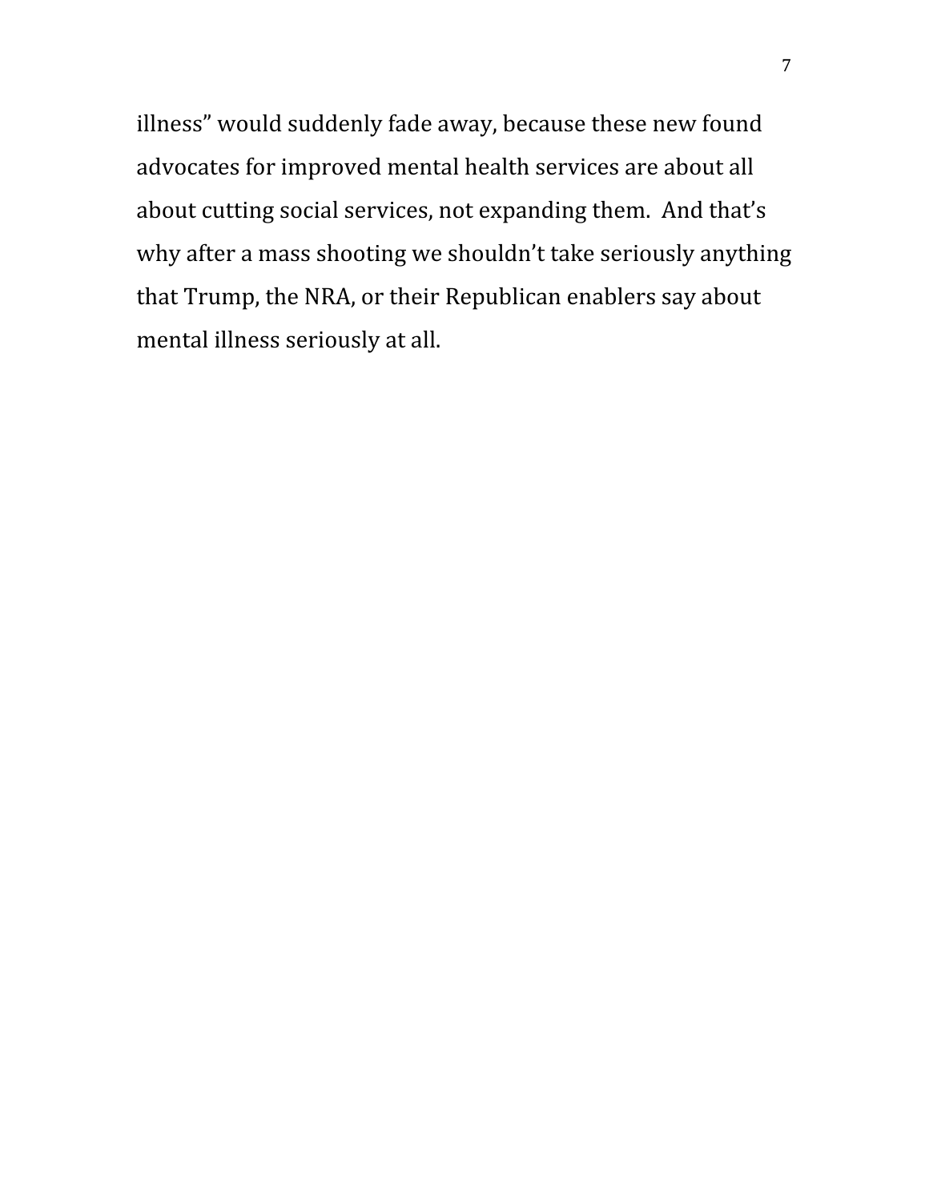illness" would suddenly fade away, because these new found advocates for improved mental health services are about all about cutting social services, not expanding them. And that's why after a mass shooting we shouldn't take seriously anything that Trump, the NRA, or their Republican enablers say about mental illness seriously at all.